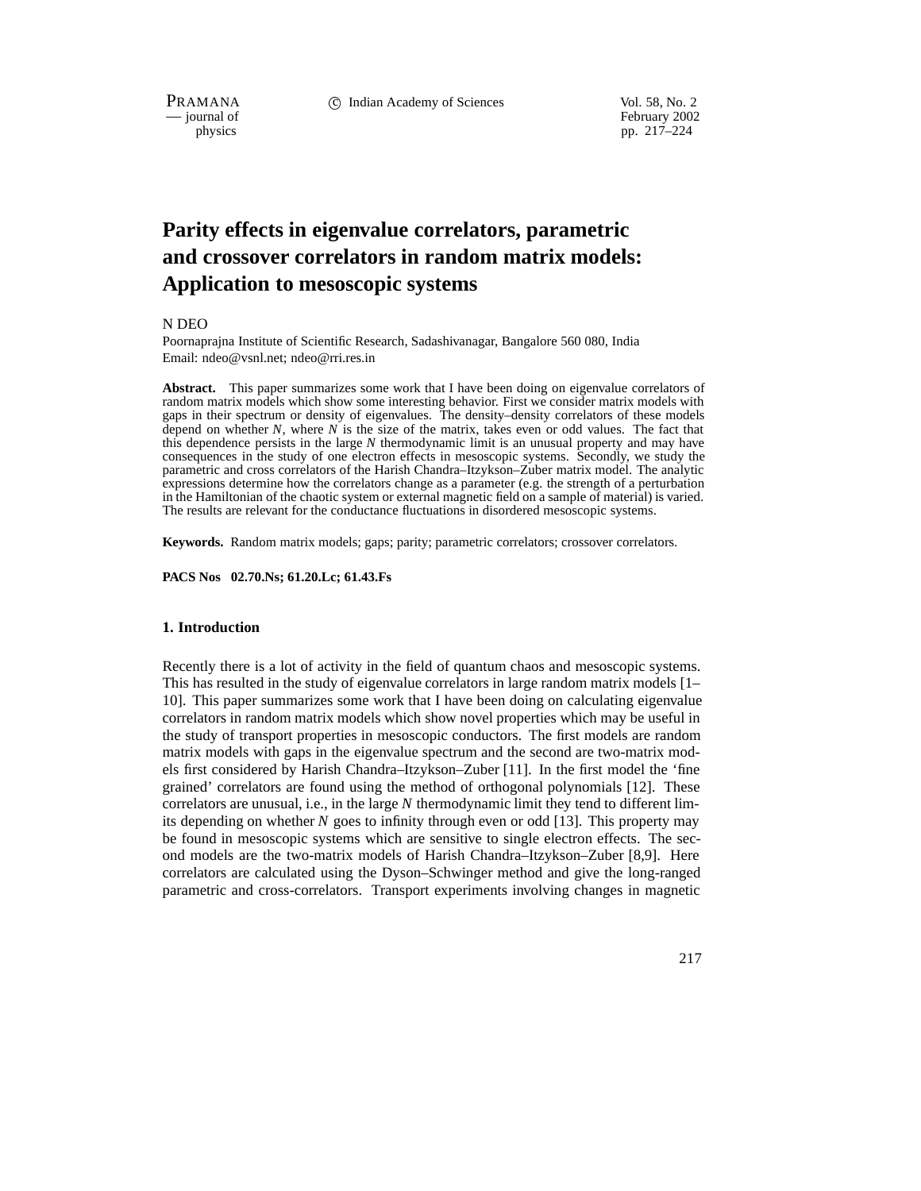# Parity effects in eigenvalue correlators, parametric and crossover correlators in random matrix models: Application to mesoscopic systems

N DEO

Poornaprajna Institute of Scientific Research, Sadashivanagar, Bangalore 560 080, India
Email: ndeo@vsnl.net; ndeo@rri.res.in

**Abstract.** This paper summarizes some work that I have been doing on eigenvalue correlators of random matrix models which show some interesting behavior. First we consider matrix models with gaps in their spectrum or density of eigenvalues. The density–density correlators of these models depend on whether $N$, where $N$ is the size of the matrix, takes even or odd values. The fact that this dependence persists in the large $N$ thermodynamic limit is an unusual property and may have consequences in the study of one electron effects in mesoscopic systems. Secondly, we study the parametric and cross correlators of the Harish Chandra–Itzykson–Zuber matrix model. The analytic expressions determine how the correlators change as a parameter (e.g. the strength of a perturbation in the Hamiltonian of the chaotic system or external magnetic field on a sample of material) is varied. The results are relevant for the conductance fluctuations in disordered mesoscopic systems.

**Keywords.** Random matrix models; gaps; parity; parametric correlators; crossover correlators.

**PACS Nos 02.70.Ns; 61.20.Lc; 61.43.Fs**

## 1. Introduction

Recently there is a lot of activity in the field of quantum chaos and mesoscopic systems. This has resulted in the study of eigenvalue correlators in large random matrix models [1–10]. This paper summarizes some work that I have been doing on calculating eigenvalue correlators in random matrix models which show novel properties which may be useful in the study of transport properties in mesoscopic conductors. The first models are random matrix models with gaps in the eigenvalue spectrum and the second are two-matrix models first considered by Harish Chandra–Itzykson–Zuber [11]. In the first model the 'fine grained' correlators are found using the method of orthogonal polynomials [12]. These correlators are unusual, i.e., in the large $N$ thermodynamic limit they tend to different limits depending on whether $N$ goes to infinity through even or odd [13]. This property may be found in mesoscopic systems which are sensitive to single electron effects. The second models are the two-matrix models of Harish Chandra–Itzykson–Zuber [8,9]. Here correlators are calculated using the Dyson–Schwinger method and give the long-ranged parametric and cross-correlators. Transport experiments involving changes in magnetic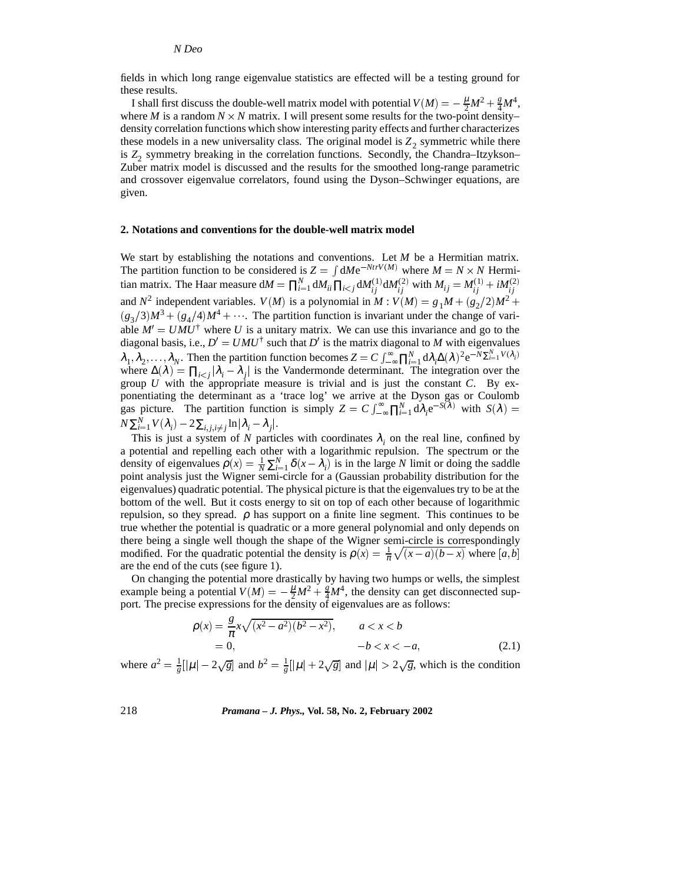fields in which long range eigenvalue statistics are effected will be a testing ground for these results.

I shall first discuss the double-well matrix model with potential $V(M) = -\frac{\mu}{2}M^2 + \frac{g}{4}M^4$, where $M$ is a random $N \times N$ matrix. I will present some results for the two-point density–density correlation functions which show interesting parity effects and further characterizes these models in a new universality class. The original model is $Z_2$ symmetric while there is $Z_2$ symmetry breaking in the correlation functions. Secondly, the Chandra–Itzykson–Zuber matrix model is discussed and the results for the smoothed long-range parametric and crossover eigenvalue correlators, found using the Dyson–Schwinger equations, are given.

## 2. Notations and conventions for the double-well matrix model

We start by establishing the notations and conventions. Let $M$ be a Hermitian matrix. The partition function to be considered is $Z = \int \mathrm{d}M \mathrm{e}^{-NtrV(M)}$ where $M = N \times N$ Hermitian matrix. The Haar measure $\mathrm{d}M = \prod_{i=1}^{N} \mathrm{d}M_{ii} \prod_{i<j} \mathrm{d}M_{ij}^{(1)} \mathrm{d}M_{ij}^{(2)}$ with $M_{ij} = M_{ij}^{(1)} + iM_{ij}^{(2)}$ and $N^2$ independent variables. $V(M)$ is a polynomial in $M : V(M) = g_1 M + (g_2/2)M^2 + (g_3/3)M^3 + (g_4/4)M^4 + \cdots$. The partition function is invariant under the change of variable $M' = UMU^{\dagger}$ where $U$ is a unitary matrix. We can use this invariance and go to the diagonal basis, i.e., $D' = UMU^{\dagger}$ such that $D'$ is the matrix diagonal to $M$ with eigenvalues $\lambda_1, \lambda_2, \ldots, \lambda_N$. Then the partition function becomes $Z = C \int_{-\infty}^{\infty} \prod_{i=1}^{N} \mathrm{d}\lambda_i \Delta(\lambda)^2 \mathrm{e}^{-N\sum_{i=1}^{N} V(\lambda_i)}$ where $\Delta(\lambda) = \prod_{i<j} |\lambda_i - \lambda_j|$ is the Vandermonde determinant. The integration over the group $U$ with the appropriate measure is trivial and is just the constant $C$. By exponentiating the determinant as a 'trace log' we arrive at the Dyson gas or Coulomb gas picture. The partition function is simply $Z = C \int_{-\infty}^{\infty} \prod_{i=1}^{N} \mathrm{d}\lambda_i \mathrm{e}^{-S(\lambda)}$ with $S(\lambda) = N\sum_{i=1}^{N} V(\lambda_i) - 2\sum_{i,j,i\neq j} \ln|\lambda_i - \lambda_j|$.

This is just a system of $N$ particles with coordinates $\lambda_i$ on the real line, confined by a potential and repelling each other with a logarithmic repulsion. The spectrum or the density of eigenvalues $\rho(x) = \frac{1}{N}\sum_{i=1}^{N} \delta(x - \lambda_i)$ is in the large $N$ limit or doing the saddle point analysis just the Wigner semi-circle for a (Gaussian probability distribution for the eigenvalues) quadratic potential. The physical picture is that the eigenvalues try to be at the bottom of the well. But it costs energy to sit on top of each other because of logarithmic repulsion, so they spread. $\rho$ has support on a finite line segment. This continues to be true whether the potential is quadratic or a more general polynomial and only depends on there being a single well though the shape of the Wigner semi-circle is correspondingly modified. For the quadratic potential the density is $\rho(x) = \frac{1}{\pi}\sqrt{(x-a)(b-x)}$ where $[a,b]$ are the end of the cuts (see figure 1).

On changing the potential more drastically by having two humps or wells, the simplest example being a potential $V(M) = -\frac{\mu}{2}M^2 + \frac{g}{4}M^4$, the density can get disconnected support. The precise expressions for the density of eigenvalues are as follows:

$$
\begin{aligned}
\rho(x) &= \frac{g}{\pi} x \sqrt{(x^2 - a^2)(b^2 - x^2)}, \qquad && a < x < b \\
&= 0, && -b < x < -a,
\end{aligned}
\tag{2.1}
$$

where $a^2 = \frac{1}{g}[|\mu| - 2\sqrt{g}]$ and $b^2 = \frac{1}{g}[|\mu| + 2\sqrt{g}]$ and $|\mu| > 2\sqrt{g}$, which is the condition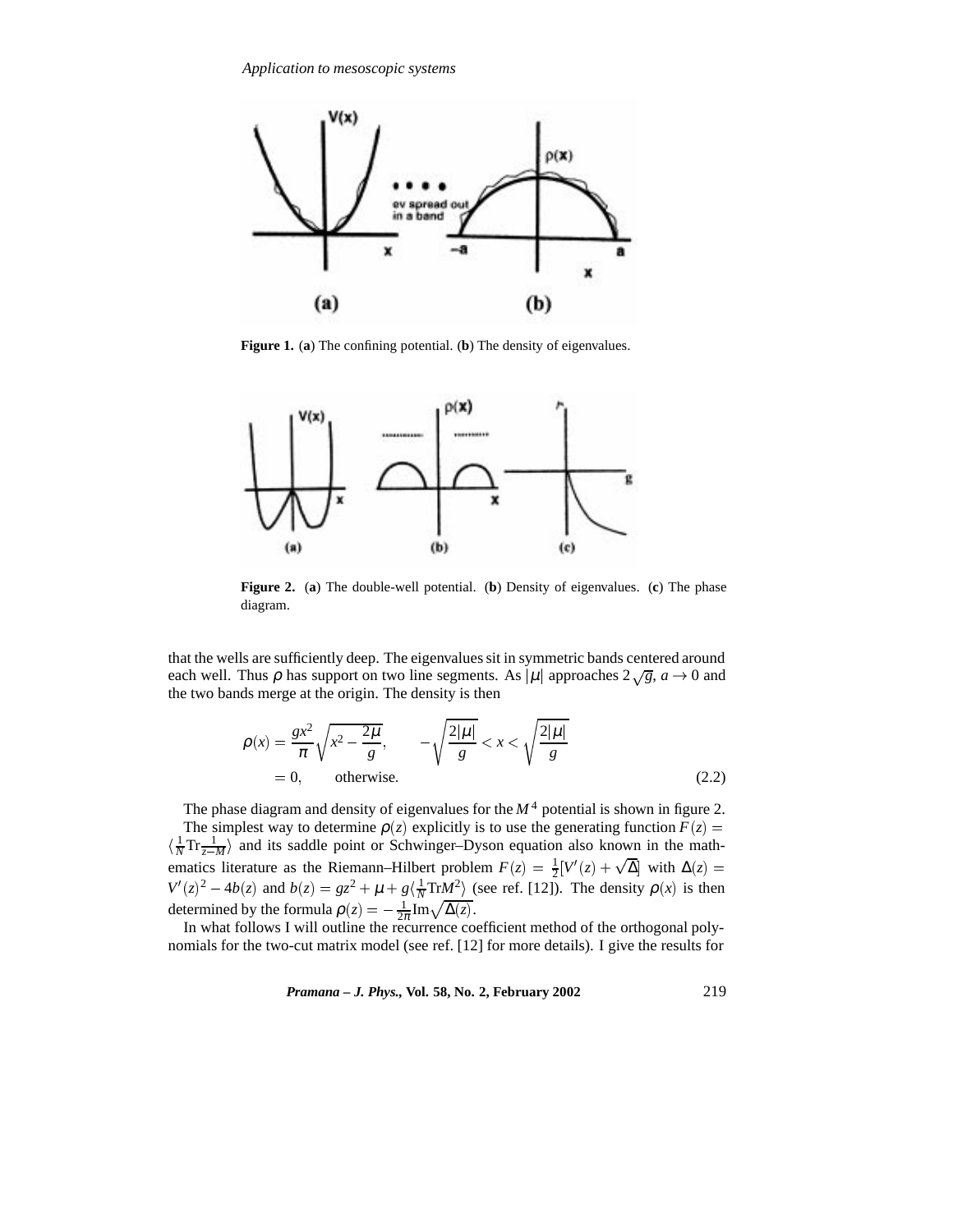**Figure 1.** (**a**) The confining potential. (**b**) The density of eigenvalues.

**Figure 2.** (**a**) The double-well potential. (**b**) Density of eigenvalues. (**c**) The phase diagram.

that the wells are sufficiently deep. The eigenvalues sit in symmetric bands centered around each well. Thus $\rho$ has support on two line segments. As $|\mu|$ approaches $2\sqrt{g}$, $a \to 0$ and the two bands merge at the origin. The density is then

$$\rho(x) = \frac{gx^2}{\pi}\sqrt{x^2 - \frac{2\mu}{g}}, \qquad -\sqrt{\frac{2|\mu|}{g}} < x < \sqrt{\frac{2|\mu|}{g}}$$
$$= 0, \qquad \text{otherwise.} \tag{2.2}$$

The phase diagram and density of eigenvalues for the $M^4$ potential is shown in figure 2.

The simplest way to determine $\rho(z)$ explicitly is to use the generating function $F(z) = \langle \frac{1}{N}\mathrm{Tr}\frac{1}{z-M} \rangle$ and its saddle point or Schwinger–Dyson equation also known in the mathematics literature as the Riemann–Hilbert problem $F(z) = \frac{1}{2}[V'(z) + \sqrt{\Delta}]$ with $\Delta(z) = V'(z)^2 - 4b(z)$ and $b(z) = gz^2 + \mu + g\langle \frac{1}{N}\mathrm{Tr}M^2 \rangle$ (see ref. [12]). The density $\rho(x)$ is then determined by the formula $\rho(z) = -\frac{1}{2\pi}\mathrm{Im}\sqrt{\Delta(z)}$.

In what follows I will outline the recurrence coefficient method of the orthogonal polynomials for the two-cut matrix model (see ref. [12] for more details). I give the results for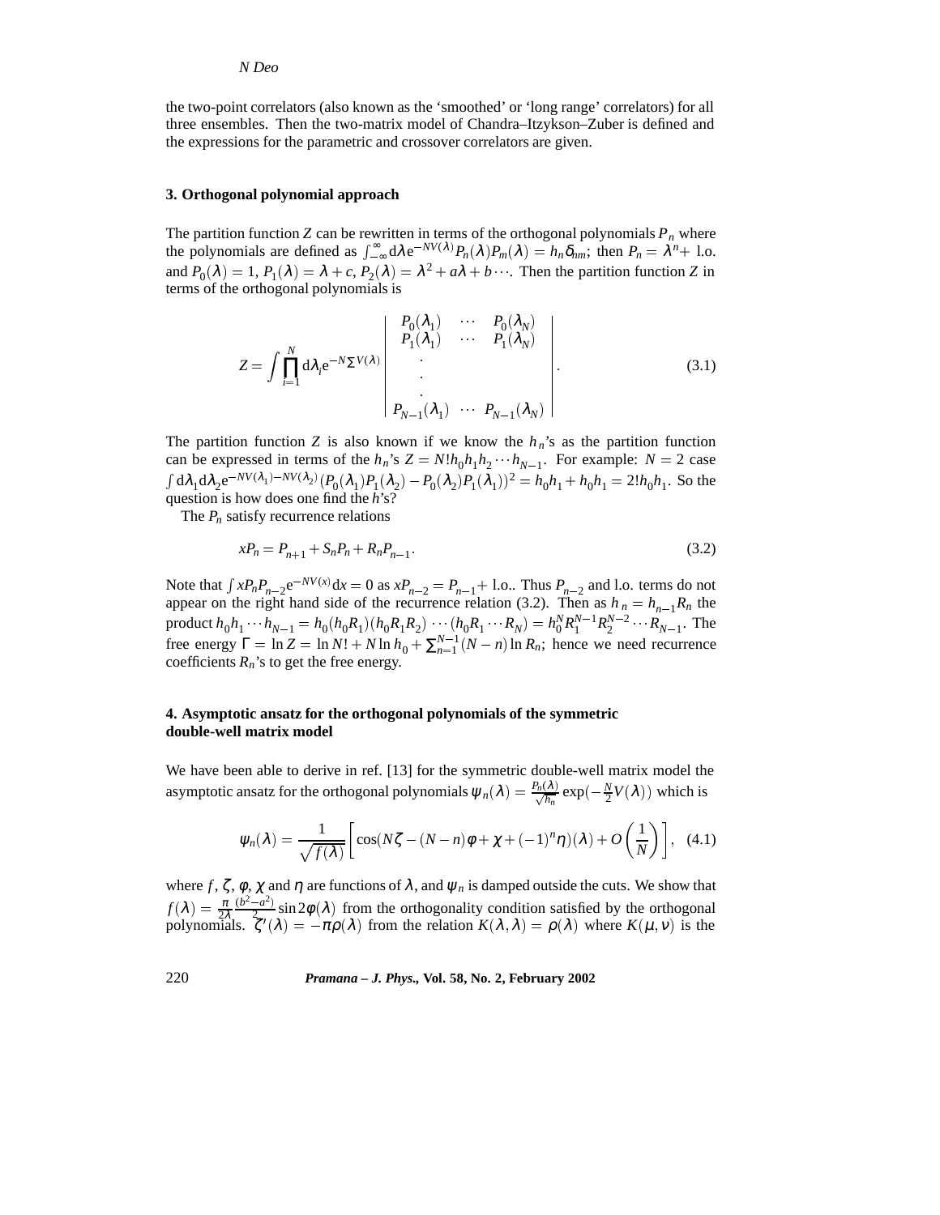the two-point correlators (also known as the 'smoothed' or 'long range' correlators) for all three ensembles. Then the two-matrix model of Chandra–Itzykson–Zuber is defined and the expressions for the parametric and crossover correlators are given.

## 3. Orthogonal polynomial approach

The partition function $Z$ can be rewritten in terms of the orthogonal polynomials $P_n$ where the polynomials are defined as $\int_{-\infty}^{\infty} \mathrm{d}\lambda \, \mathrm{e}^{-NV(\lambda)} P_n(\lambda) P_m(\lambda) = h_n \delta_{nm}$; then $P_n = \lambda^n +$ l.o. and $P_0(\lambda) = 1$, $P_1(\lambda) = \lambda + c$, $P_2(\lambda) = \lambda^2 + a\lambda + b \cdots$. Then the partition function $Z$ in terms of the orthogonal polynomials is

$$Z = \int \prod_{i=1}^{N} \mathrm{d}\lambda_i \mathrm{e}^{-N\Sigma V(\lambda)} \begin{vmatrix} P_0(\lambda_1) & \cdots & P_0(\lambda_N) \\ P_1(\lambda_1) & \cdots & P_1(\lambda_N) \\ \cdot & & \\ \cdot & & \\ \cdot & & \\ P_{N-1}(\lambda_1) & \cdots & P_{N-1}(\lambda_N) \end{vmatrix}. \tag{3.1}$$

The partition function $Z$ is also known if we know the $h_n$'s as the partition function can be expressed in terms of the $h_n$'s $Z = N! h_0 h_1 h_2 \cdots h_{N-1}$. For example: $N = 2$ case $\int \mathrm{d}\lambda_1 \mathrm{d}\lambda_2 \mathrm{e}^{-NV(\lambda_1) - NV(\lambda_2)} (P_0(\lambda_1) P_1(\lambda_2) - P_0(\lambda_2) P_1(\lambda_1))^2 = h_0 h_1 + h_0 h_1 = 2! h_0 h_1$. So the question is how does one find the $h$'s?

The $P_n$ satisfy recurrence relations

$$xP_n = P_{n+1} + S_n P_n + R_n P_{n-1}. \tag{3.2}$$

Note that $\int x P_n P_{n-2} \mathrm{e}^{-NV(x)} \mathrm{d}x = 0$ as $xP_{n-2} = P_{n-1} +$ l.o.. Thus $P_{n-2}$ and l.o. terms do not appear on the right hand side of the recurrence relation (3.2). Then as $h_n = h_{n-1} R_n$ the product $h_0 h_1 \cdots h_{N-1} = h_0 (h_0 R_1)(h_0 R_1 R_2) \cdots (h_0 R_1 \cdots R_N) = h_0^N R_1^{N-1} R_2^{N-2} \cdots R_{N-1}$. The free energy $\Gamma = \ln Z = \ln N! + N \ln h_0 + \sum_{n=1}^{N-1} (N-n) \ln R_n$; hence we need recurrence coefficients $R_n$'s to get the free energy.

## 4. Asymptotic ansatz for the orthogonal polynomials of the symmetric double-well matrix model

We have been able to derive in ref. [13] for the symmetric double-well matrix model the asymptotic ansatz for the orthogonal polynomials $\psi_n(\lambda) = \frac{P_n(\lambda)}{\sqrt{h_n}} \exp(-\frac{N}{2} V(\lambda))$ which is

$$\psi_n(\lambda) = \frac{1}{\sqrt{f(\lambda)}} \left[ \cos(N\zeta - (N-n)\phi + \chi + (-1)^n \eta)(\lambda) + O\left(\frac{1}{N}\right) \right], \tag{4.1}$$

where $f$, $\zeta$, $\phi$, $\chi$ and $\eta$ are functions of $\lambda$, and $\psi_n$ is damped outside the cuts. We show that $f(\lambda) = \frac{\pi}{2\lambda} \frac{(b^2 - a^2)}{2} \sin 2\phi(\lambda)$ from the orthogonality condition satisfied by the orthogonal polynomials. $\zeta'(\lambda) = -\pi\rho(\lambda)$ from the relation $K(\lambda, \lambda) = \rho(\lambda)$ where $K(\mu, \nu)$ is the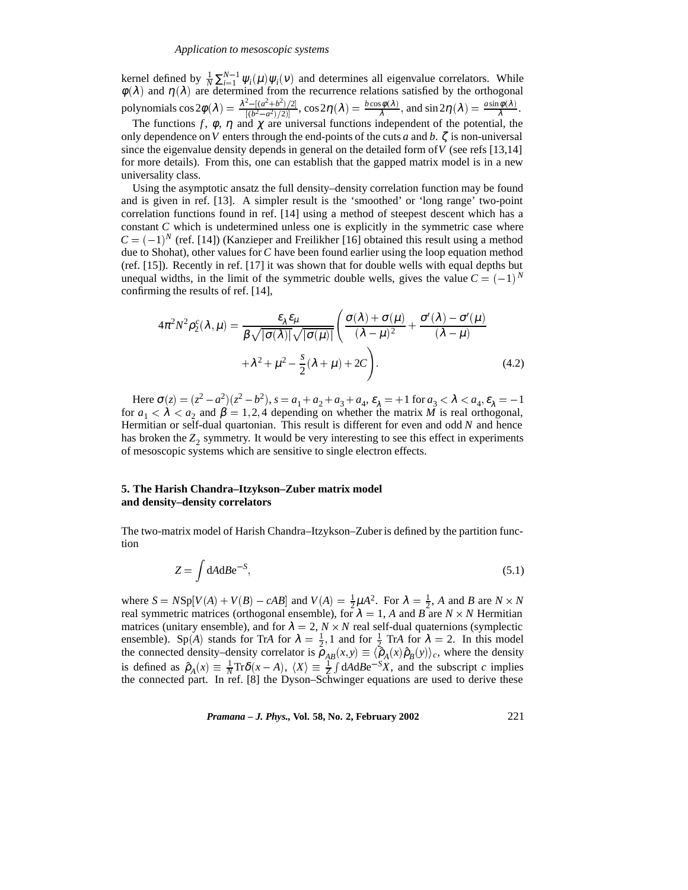kernel defined by $\frac{1}{N}\sum_{i=1}^{N-1}\psi_i(\mu)\psi_i(\nu)$ and determines all eigenvalue correlators. While $\phi(\lambda)$ and $\eta(\lambda)$ are determined from the recurrence relations satisfied by the orthogonal polynomials $\cos 2\phi(\lambda) = \frac{\lambda^2-[(a^2+b^2)/2]}{[(b^2-a^2)/2)]}$, $\cos 2\eta(\lambda) = \frac{b\cos\phi(\lambda)}{\lambda}$, and $\sin 2\eta(\lambda) = \frac{a\sin\phi(\lambda)}{\lambda}$.

The functions $f$, $\phi$, $\eta$ and $\chi$ are universal functions independent of the potential, the only dependence on $V$ enters through the end-points of the cuts $a$ and $b$. $\zeta$ is non-universal since the eigenvalue density depends in general on the detailed form of $V$ (see refs [13,14] for more details). From this, one can establish that the gapped matrix model is in a new universality class.

Using the asymptotic ansatz the full density–density correlation function may be found and is given in ref. [13]. A simpler result is the 'smoothed' or 'long range' two-point correlation functions found in ref. [14] using a method of steepest descent which has a constant $C$ which is undetermined unless one is explicitly in the symmetric case where $C = (-1)^N$ (ref. [14]) (Kanzieper and Freilikher [16] obtained this result using a method due to Shohat), other values for $C$ have been found earlier using the loop equation method (ref. [15]). Recently in ref. [17] it was shown that for double wells with equal depths but unequal widths, in the limit of the symmetric double wells, gives the value $C = (-1)^N$ confirming the results of ref. [14],

$$4\pi^2 N^2 \rho_2^c(\lambda,\mu) = \frac{\varepsilon_\lambda \varepsilon_\mu}{\beta\sqrt{|\sigma(\lambda)|}\sqrt{|\sigma(\mu)|}}\left(\frac{\sigma(\lambda)+\sigma(\mu)}{(\lambda-\mu)^2} + \frac{\sigma'(\lambda)-\sigma'(\mu)}{(\lambda-\mu)} + \lambda^2+\mu^2-\frac{s}{2}(\lambda+\mu)+2C\right). \tag{4.2}$$

Here $\sigma(z) = (z^2-a^2)(z^2-b^2)$, $s = a_1+a_2+a_3+a_4$, $\varepsilon_\lambda = +1$ for $a_3 < \lambda < a_4$, $\varepsilon_\lambda = -1$ for $a_1 < \lambda < a_2$ and $\beta = 1,2,4$ depending on whether the matrix $M$ is real orthogonal, Hermitian or self-dual quartonian. This result is different for even and odd $N$ and hence has broken the $Z_2$ symmetry. It would be very interesting to see this effect in experiments of mesoscopic systems which are sensitive to single electron effects.

## 5. The Harish Chandra–Itzykson–Zuber matrix model and density–density correlators

The two-matrix model of Harish Chandra–Itzykson–Zuber is defined by the partition function

$$Z = \int \mathrm{d}A\mathrm{d}B \mathrm{e}^{-S}, \tag{5.1}$$

where $S = N\mathrm{Sp}[V(A)+V(B)-cAB]$ and $V(A) = \frac{1}{2}\mu A^2$. For $\lambda = \frac{1}{2}$, $A$ and $B$ are $N\times N$ real symmetric matrices (orthogonal ensemble), for $\lambda = 1$, $A$ and $B$ are $N\times N$ Hermitian matrices (unitary ensemble), and for $\lambda = 2$, $N\times N$ real self-dual quaternions (symplectic ensemble). $\mathrm{Sp}(A)$ stands for $\mathrm{Tr}A$ for $\lambda = \frac{1}{2}, 1$ and for $\frac{1}{2}$ $\mathrm{Tr}A$ for $\lambda = 2$. In this model the connected density–density correlator is $\rho_{AB}(x,y) \equiv \langle\hat{\rho}_A(x)\hat{\rho}_B(y)\rangle_c$, where the density is defined as $\hat{\rho}_A(x) \equiv \frac{1}{N}\mathrm{Tr}\delta(x-A)$, $\langle X\rangle \equiv \frac{1}{Z}\int \mathrm{d}A\mathrm{d}B\mathrm{e}^{-S}X$, and the subscript $c$ implies the connected part. In ref. [8] the Dyson–Schwinger equations are used to derive these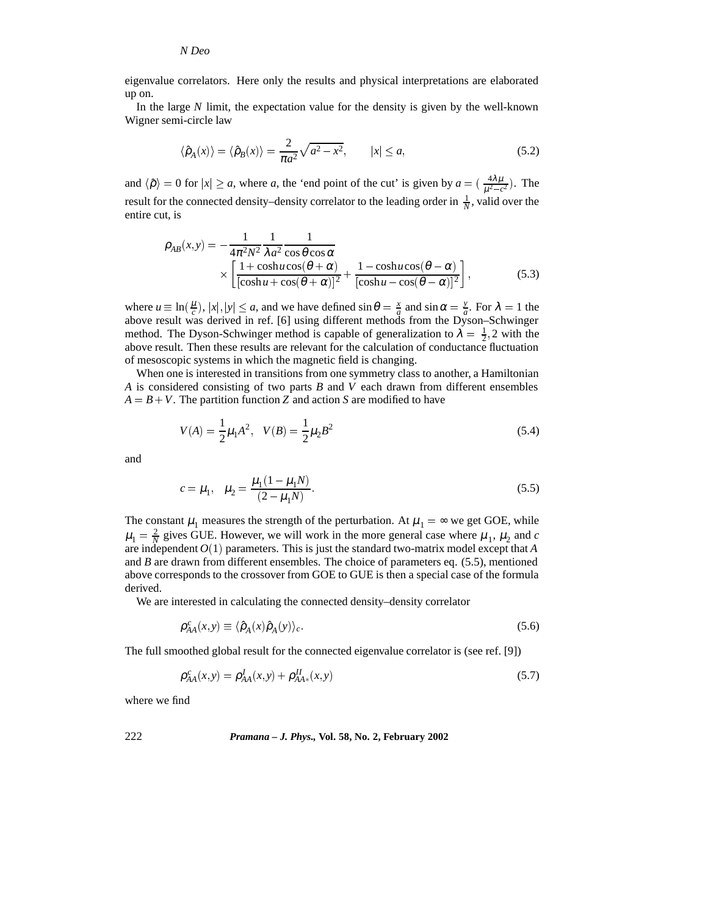eigenvalue correlators. Here only the results and physical interpretations are elaborated up on.

In the large $N$ limit, the expectation value for the density is given by the well-known Wigner semi-circle law

$$\langle \hat{\rho}_A(x) \rangle = \langle \hat{\rho}_B(x) \rangle = \frac{2}{\pi a^2}\sqrt{a^2 - x^2}, \qquad |x| \le a, \tag{5.2}$$

and $\langle \hat{\rho} \rangle = 0$ for $|x| \ge a$, where $a$, the 'end point of the cut' is given by $a = (\frac{4\lambda\mu}{\mu^2 - c^2})$. The result for the connected density–density correlator to the leading order in $\frac{1}{N}$, valid over the entire cut, is

$$\rho_{AB}(x,y) = -\frac{1}{4\pi^2 N^2}\frac{1}{\lambda a^2}\frac{1}{\cos\theta\cos\alpha} \times \left[\frac{1+\cosh u\cos(\theta+\alpha)}{[\cosh u + \cos(\theta+\alpha)]^2} + \frac{1-\cosh u\cos(\theta-\alpha)}{[\cosh u - \cos(\theta-\alpha)]^2}\right], \tag{5.3}$$

where $u \equiv \ln(\frac{\mu}{c})$, $|x|,|y| \le a$, and we have defined $\sin\theta = \frac{x}{a}$ and $\sin\alpha = \frac{y}{a}$. For $\lambda = 1$ the above result was derived in ref. [6] using different methods from the Dyson–Schwinger method. The Dyson-Schwinger method is capable of generalization to $\lambda = \frac{1}{2}, 2$ with the above result. Then these results are relevant for the calculation of conductance fluctuation of mesoscopic systems in which the magnetic field is changing.

When one is interested in transitions from one symmetry class to another, a Hamiltonian $A$ is considered consisting of two parts $B$ and $V$ each drawn from different ensembles $A = B + V$. The partition function $Z$ and action $S$ are modified to have

$$V(A) = \frac{1}{2}\mu_1 A^2, \quad V(B) = \frac{1}{2}\mu_2 B^2 \tag{5.4}$$

and

$$c = \mu_1, \quad \mu_2 = \frac{\mu_1(1-\mu_1 N)}{(2-\mu_1 N)}. \tag{5.5}$$

The constant $\mu_1$ measures the strength of the perturbation. At $\mu_1 = \infty$ we get GOE, while $\mu_1 = \frac{2}{N}$ gives GUE. However, we will work in the more general case where $\mu_1$, $\mu_2$ and $c$ are independent $O(1)$ parameters. This is just the standard two-matrix model except that $A$ and $B$ are drawn from different ensembles. The choice of parameters eq. (5.5), mentioned above corresponds to the crossover from GOE to GUE is then a special case of the formula derived.

We are interested in calculating the connected density–density correlator

$$\rho^c_{AA}(x,y) \equiv \langle \hat{\rho}_A(x)\hat{\rho}_A(y)\rangle_c. \tag{5.6}$$

The full smoothed global result for the connected eigenvalue correlator is (see ref. [9])

$$\rho^c_{AA}(x,y) = \rho^I_{AA}(x,y) + \rho^{II}_{AA*}(x,y) \tag{5.7}$$

where we find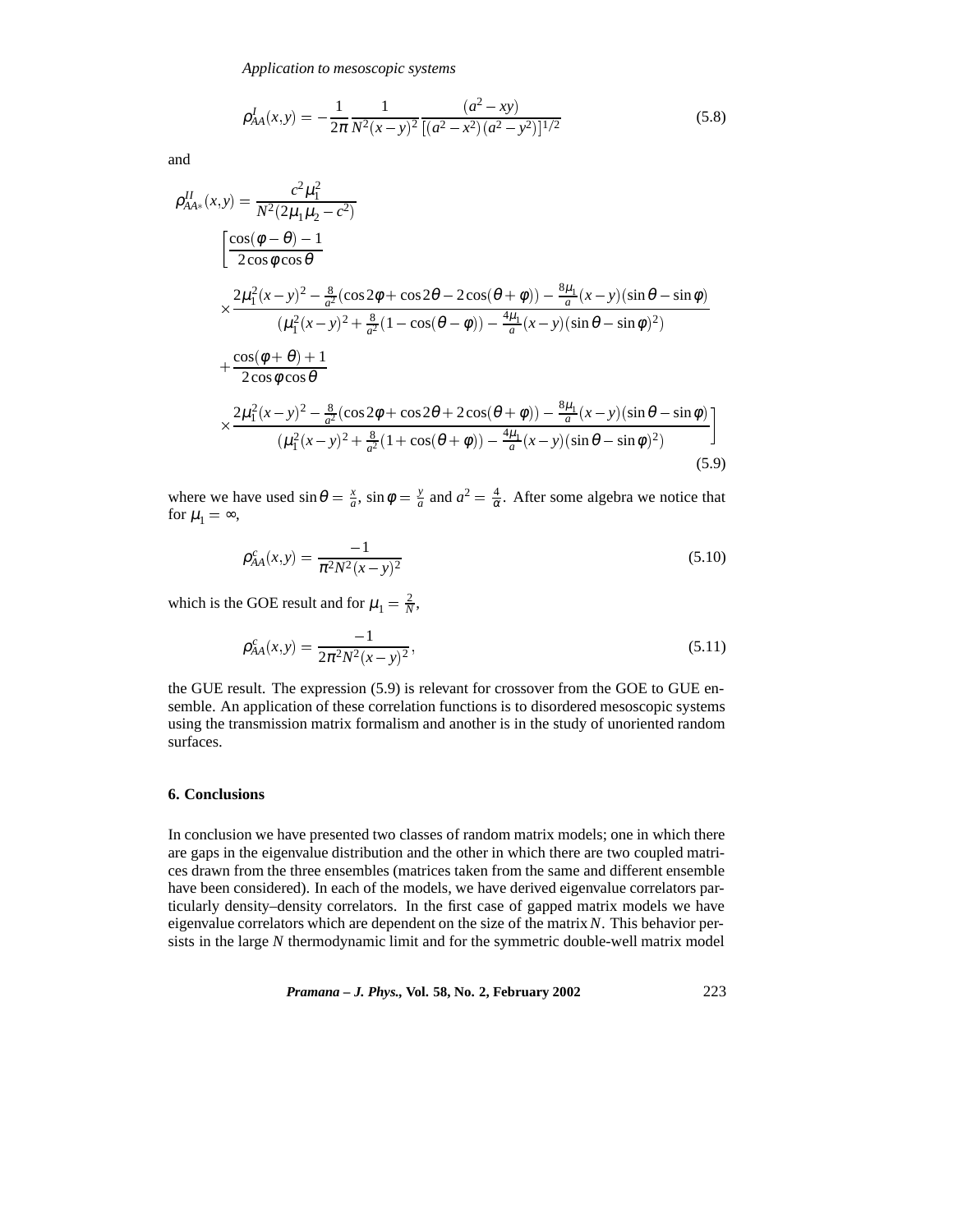$$\rho_{AA}^{I}(x,y) = -\frac{1}{2\pi}\frac{1}{N^2(x-y)^2}\frac{(a^2-xy)}{[(a^2-x^2)(a^2-y^2)]^{1/2}} \tag{5.8}$$

and

$$\begin{aligned}
\rho_{AA*}^{II}(x,y) = {} & \frac{c^2\mu_1^2}{N^2(2\mu_1\mu_2-c^2)} \\
& \left[\frac{\cos(\phi-\theta)-1}{2\cos\phi\cos\theta}\right. \\
& \times \frac{2\mu_1^2(x-y)^2 - \frac{8}{a^2}(\cos 2\phi + \cos 2\theta - 2\cos(\theta+\phi)) - \frac{8\mu_1}{a}(x-y)(\sin\theta-\sin\phi)}{(\mu_1^2(x-y)^2 + \frac{8}{a^2}(1-\cos(\theta-\phi)) - \frac{4\mu_1}{a}(x-y)(\sin\theta-\sin\phi)^2)} \\
& + \frac{\cos(\phi+\theta)+1}{2\cos\phi\cos\theta} \\
& \left.\times \frac{2\mu_1^2(x-y)^2 - \frac{8}{a^2}(\cos 2\phi + \cos 2\theta + 2\cos(\theta+\phi)) - \frac{8\mu_1}{a}(x-y)(\sin\theta-\sin\phi)}{(\mu_1^2(x-y)^2 + \frac{8}{a^2}(1+\cos(\theta+\phi)) - \frac{4\mu_1}{a}(x-y)(\sin\theta-\sin\phi)^2)}\right]
\end{aligned} \tag{5.9}$$

where we have used $\sin\theta = \frac{x}{a}$, $\sin\phi = \frac{y}{a}$ and $a^2 = \frac{4}{\alpha}$. After some algebra we notice that for $\mu_1 = \infty$,

$$\rho_{AA}^{c}(x,y) = \frac{-1}{\pi^2 N^2 (x-y)^2} \tag{5.10}$$

which is the GOE result and for $\mu_1 = \frac{2}{N}$,

$$\rho_{AA}^{c}(x,y) = \frac{-1}{2\pi^2 N^2 (x-y)^2}, \tag{5.11}$$

the GUE result. The expression (5.9) is relevant for crossover from the GOE to GUE ensemble. An application of these correlation functions is to disordered mesoscopic systems using the transmission matrix formalism and another is in the study of unoriented random surfaces.

## 6. Conclusions

In conclusion we have presented two classes of random matrix models; one in which there are gaps in the eigenvalue distribution and the other in which there are two coupled matrices drawn from the three ensembles (matrices taken from the same and different ensemble have been considered). In each of the models, we have derived eigenvalue correlators particularly density–density correlators. In the first case of gapped matrix models we have eigenvalue correlators which are dependent on the size of the matrix $N$. This behavior persists in the large $N$ thermodynamic limit and for the symmetric double-well matrix model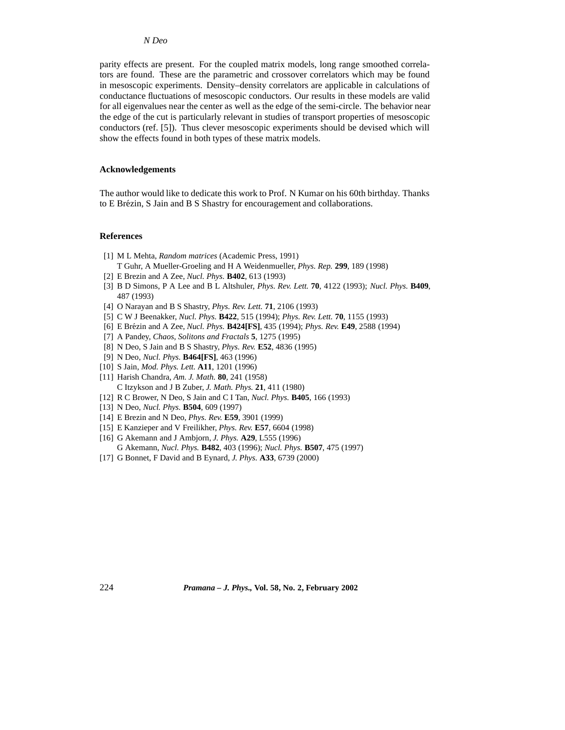parity effects are present. For the coupled matrix models, long range smoothed correlators are found. These are the parametric and crossover correlators which may be found in mesoscopic experiments. Density–density correlators are applicable in calculations of conductance fluctuations of mesoscopic conductors. Our results in these models are valid for all eigenvalues near the center as well as the edge of the semi-circle. The behavior near the edge of the cut is particularly relevant in studies of transport properties of mesoscopic conductors (ref. [5]). Thus clever mesoscopic experiments should be devised which will show the effects found in both types of these matrix models.

## Acknowledgements

The author would like to dedicate this work to Prof. N Kumar on his 60th birthday. Thanks to E Brézin, S Jain and B S Shastry for encouragement and collaborations.

## References

[1] M L Mehta, *Random matrices* (Academic Press, 1991)
T Guhr, A Mueller-Groeling and H A Weidenmueller, *Phys. Rep.* **299**, 189 (1998)

[2] E Brezin and A Zee, *Nucl. Phys.* **B402**, 613 (1993)

[3] B D Simons, P A Lee and B L Altshuler, *Phys. Rev. Lett.* **70**, 4122 (1993); *Nucl. Phys.* **B409**, 487 (1993)

[4] O Narayan and B S Shastry, *Phys. Rev. Lett.* **71**, 2106 (1993)

[5] C W J Beenakker, *Nucl. Phys.* **B422**, 515 (1994); *Phys. Rev. Lett.* **70**, 1155 (1993)

[6] E Brézin and A Zee, *Nucl. Phys.* **B424[FS]**, 435 (1994); *Phys. Rev.* **E49**, 2588 (1994)

[7] A Pandey, *Chaos, Solitons and Fractals* **5**, 1275 (1995)

[8] N Deo, S Jain and B S Shastry, *Phys. Rev.* **E52**, 4836 (1995)

[9] N Deo, *Nucl. Phys.* **B464[FS]**, 463 (1996)

[10] S Jain, *Mod. Phys. Lett.* **A11**, 1201 (1996)

[11] Harish Chandra, *Am. J. Math.* **80**, 241 (1958)
C Itzykson and J B Zuber, *J. Math. Phys.* **21**, 411 (1980)

[12] R C Brower, N Deo, S Jain and C I Tan, *Nucl. Phys.* **B405**, 166 (1993)

[13] N Deo, *Nucl. Phys.* **B504**, 609 (1997)

[14] E Brezin and N Deo, *Phys. Rev.* **E59**, 3901 (1999)

[15] E Kanzieper and V Freilikher, *Phys. Rev.* **E57**, 6604 (1998)

[16] G Akemann and J Ambjorn, *J. Phys.* **A29**, L555 (1996)
G Akemann, *Nucl. Phys.* **B482**, 403 (1996); *Nucl. Phys.* **B507**, 475 (1997)

[17] G Bonnet, F David and B Eynard, *J. Phys.* **A33**, 6739 (2000)